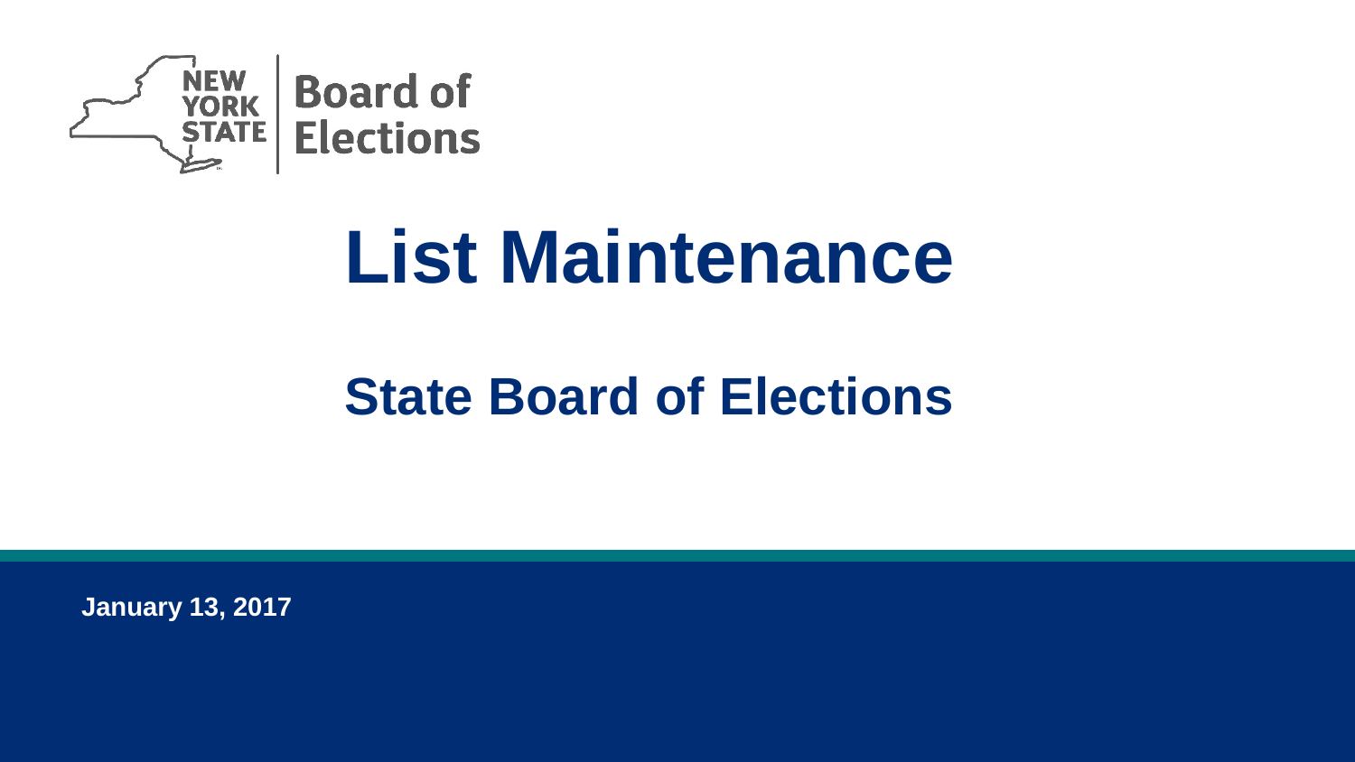NEW YORK STATE | Board of Elections

# List Maintenance

## State Board of Elections

**January 13, 2017**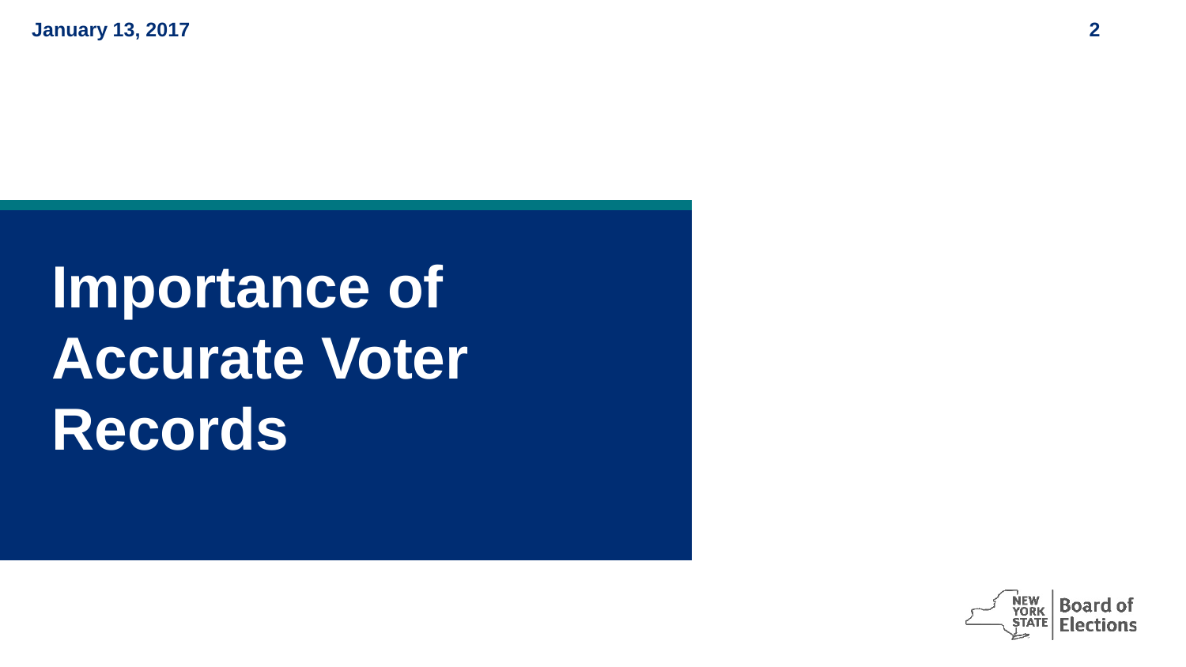# Importance of Accurate Voter Records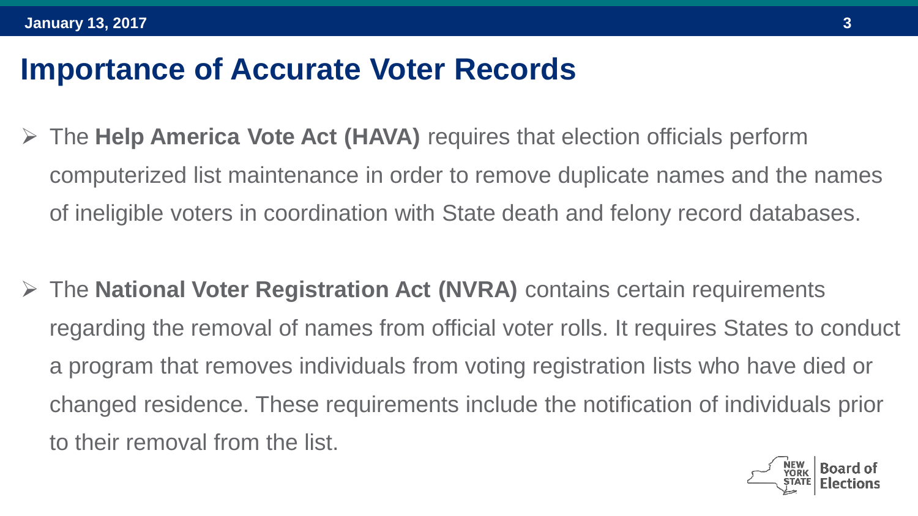# Importance of Accurate Voter Records

- The **Help America Vote Act (HAVA)** requires that election officials perform computerized list maintenance in order to remove duplicate names and the names of ineligible voters in coordination with State death and felony record databases.

- The **National Voter Registration Act (NVRA)** contains certain requirements regarding the removal of names from official voter rolls. It requires States to conduct a program that removes individuals from voting registration lists who have died or changed residence. These requirements include the notification of individuals prior to their removal from the list.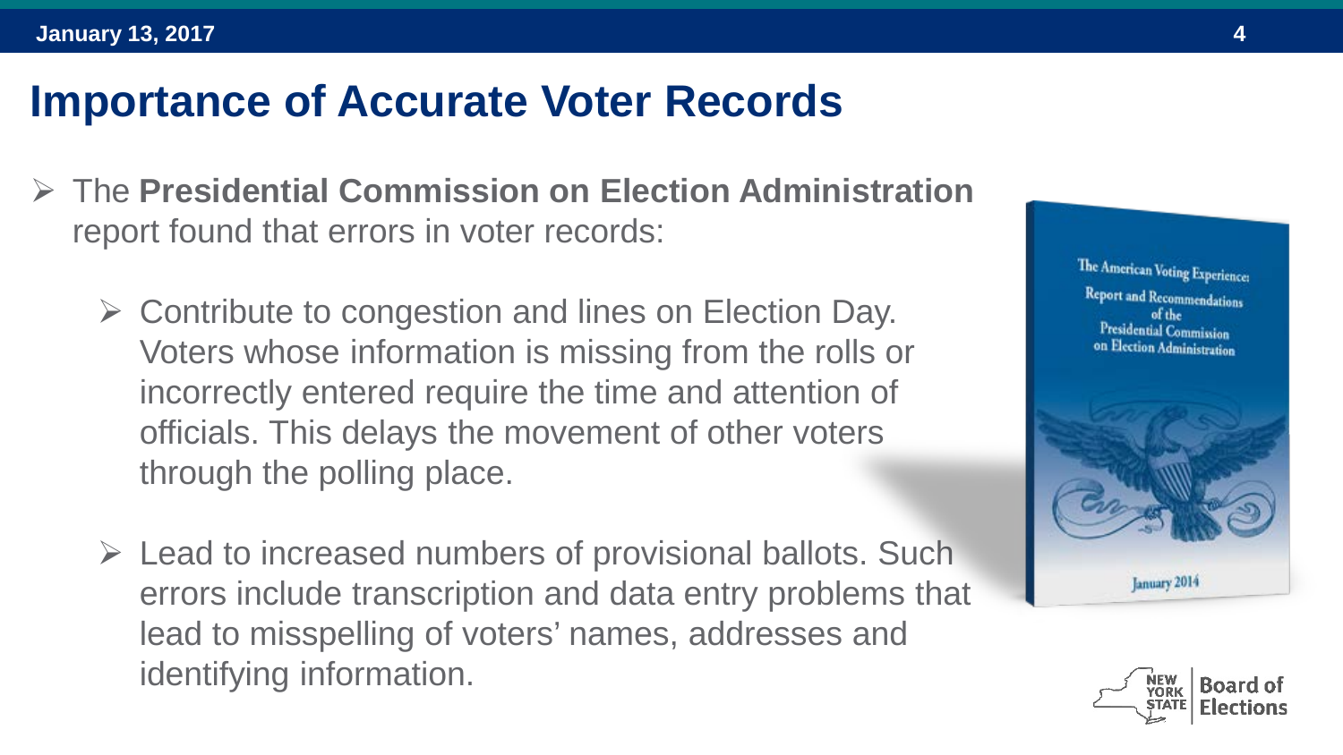# Importance of Accurate Voter Records

- The **Presidential Commission on Election Administration** report found that errors in voter records:
  - Contribute to congestion and lines on Election Day. Voters whose information is missing from the rolls or incorrectly entered require the time and attention of officials. This delays the movement of other voters through the polling place.
  - Lead to increased numbers of provisional ballots. Such errors include transcription and data entry problems that lead to misspelling of voters' names, addresses and identifying information.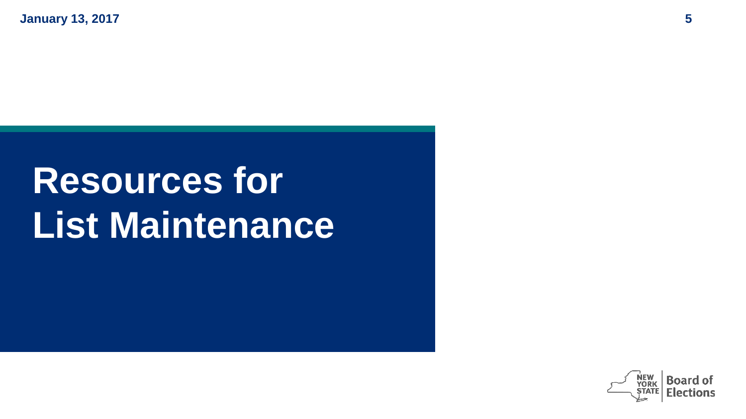# Resources for List Maintenance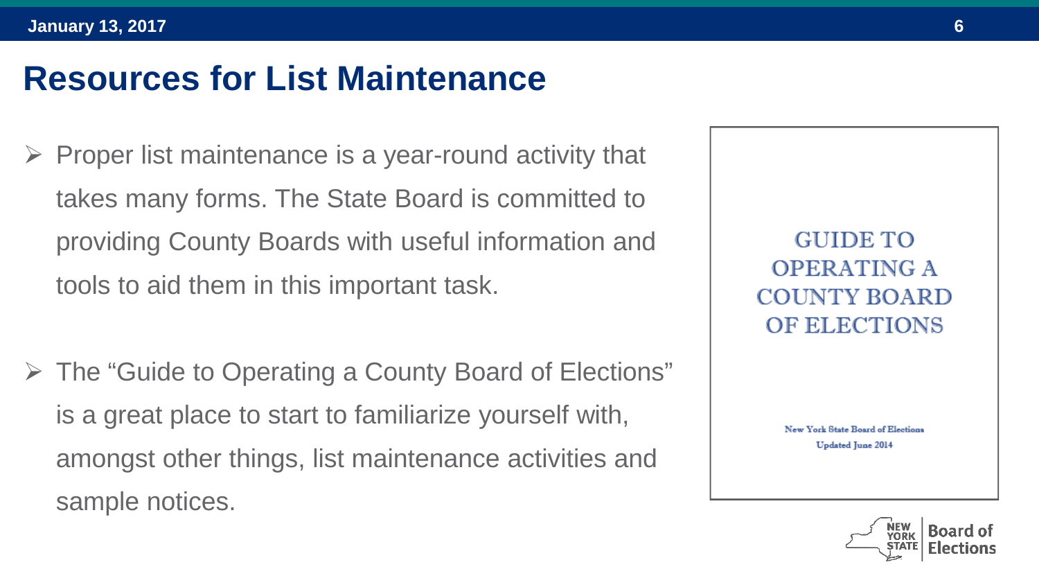# Resources for List Maintenance

- Proper list maintenance is a year-round activity that takes many forms. The State Board is committed to providing County Boards with useful information and tools to aid them in this important task.

- The "Guide to Operating a County Board of Elections" is a great place to start to familiarize yourself with, amongst other things, list maintenance activities and sample notices.

GUIDE TO OPERATING A COUNTY BOARD OF ELECTIONS

New York State Board of Elections
Updated June 2014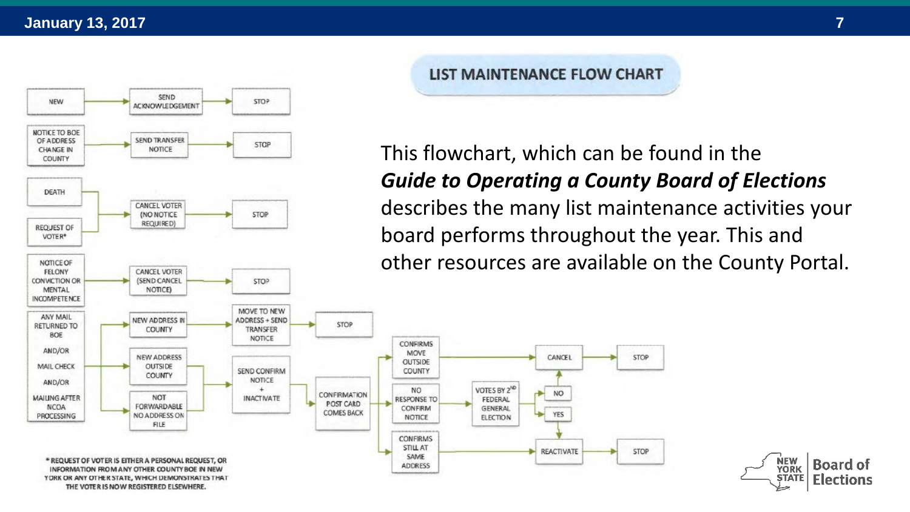## LIST MAINTENANCE FLOW CHART

This flowchart, which can be found in the ***Guide to Operating a County Board of Elections*** describes the many list maintenance activities your board performs throughout the year. This and other resources are available on the County Portal.

- NEW → SEND ACKNOWLEDGEMENT → STOP
- NOTICE TO BOE OF ADDRESS CHANGE IN COUNTY → SEND TRANSFER NOTICE → STOP
- DEATH / REQUEST OF VOTER* → CANCEL VOTER (NO NOTICE REQUIRED) → STOP
- NOTICE OF FELONY CONVICTION OR MENTAL INCOMPETENCE → CANCEL VOTER (SEND CANCEL NOTICE) → STOP
- ANY MAIL RETURNED TO BOE AND/OR MAIL CHECK AND/OR MAILING AFTER NCOA PROCESSING →
  - NEW ADDRESS IN COUNTY → MOVE TO NEW ADDRESS + SEND TRANSFER NOTICE → STOP
  - NEW ADDRESS OUTSIDE COUNTY / NOT FORWARDABLE NO ADDRESS ON FILE → SEND CONFIRM NOTICE + INACTIVATE → CONFIRMATION POST CARD COMES BACK →
    - CONFIRMS MOVE OUTSIDE COUNTY → CANCEL → STOP
    - NO RESPONSE TO CONFIRM NOTICE → VOTES BY 2ND FEDERAL GENERAL ELECTION → NO → CANCEL → STOP; YES → REACTIVATE → STOP
    - CONFIRMS STILL AT SAME ADDRESS → REACTIVATE → STOP

* REQUEST OF VOTER IS EITHER A PERSONAL REQUEST, OR INFORMATION FROM ANY OTHER COUNTY BOE IN NEW YORK OR ANY OTHER STATE, WHICH DEMONSTRATES THAT THE VOTER IS NOW REGISTERED ELSEWHERE.

NEW YORK STATE Board of Elections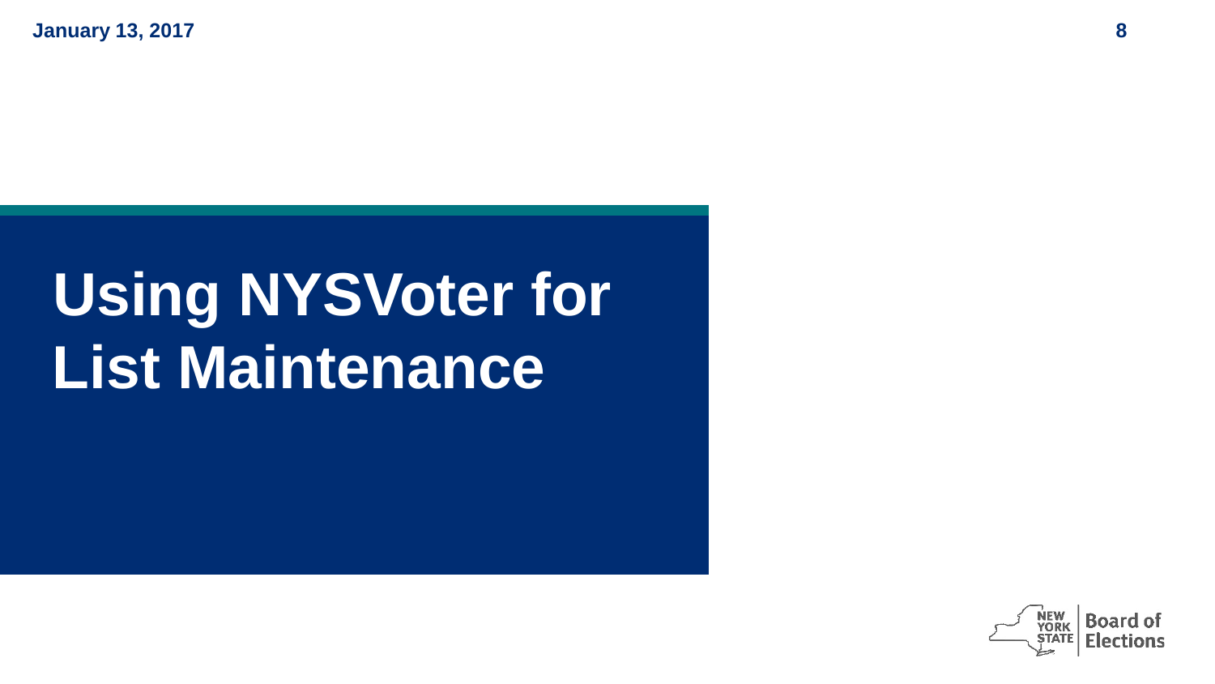# Using NYSVoter for List Maintenance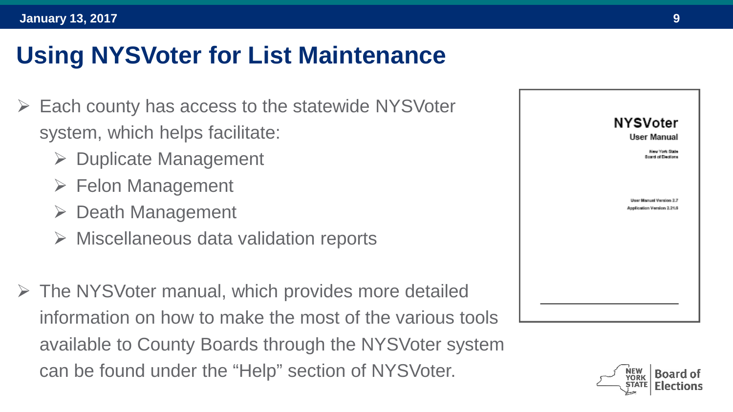# Using NYSVoter for List Maintenance

- Each county has access to the statewide NYSVoter system, which helps facilitate:
  - Duplicate Management
  - Felon Management
  - Death Management
  - Miscellaneous data validation reports

- The NYSVoter manual, which provides more detailed information on how to make the most of the various tools available to County Boards through the NYSVoter system can be found under the "Help" section of NYSVoter.

**NYSVoter**
**User Manual**
New York State
Board of Elections

User Manual Version 2.7
Application Version 2.21.6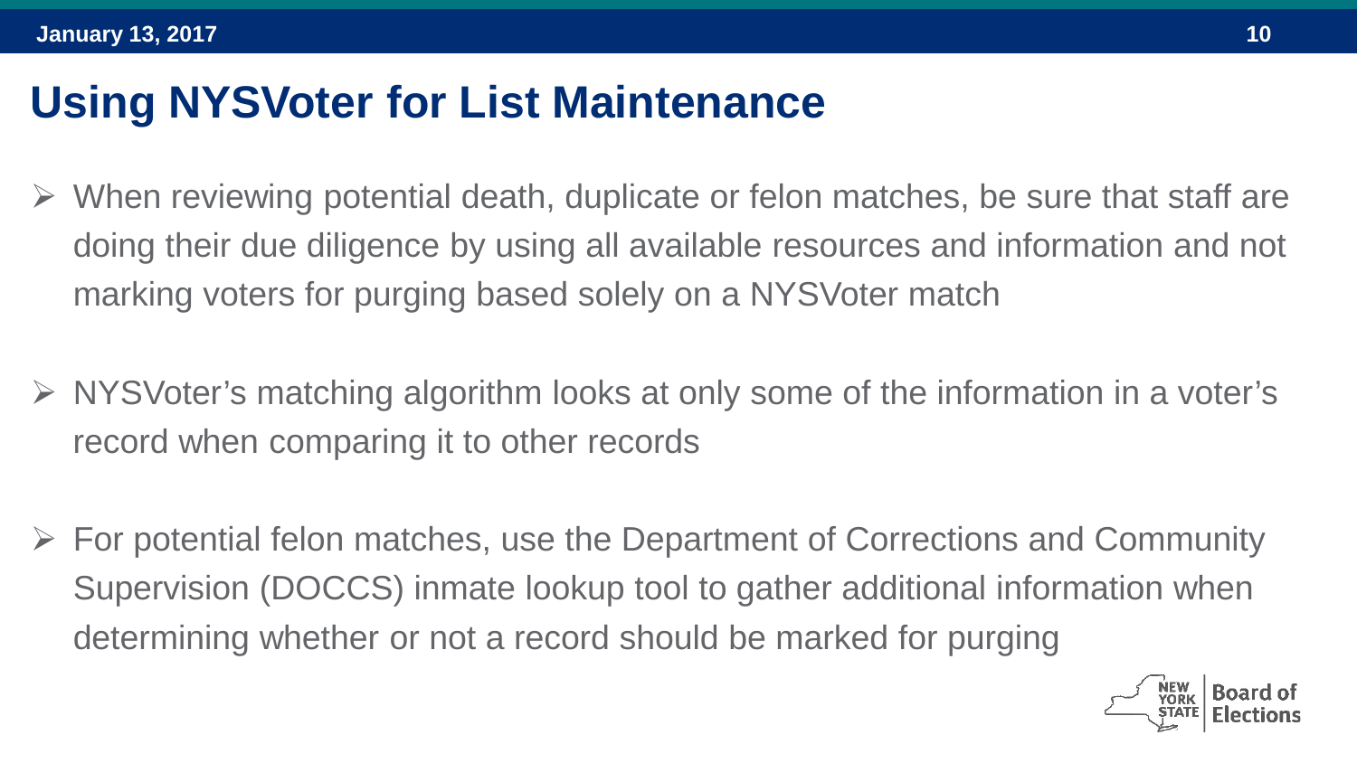# Using NYSVoter for List Maintenance

- When reviewing potential death, duplicate or felon matches, be sure that staff are doing their due diligence by using all available resources and information and not marking voters for purging based solely on a NYSVoter match
- NYSVoter's matching algorithm looks at only some of the information in a voter's record when comparing it to other records
- For potential felon matches, use the Department of Corrections and Community Supervision (DOCCS) inmate lookup tool to gather additional information when determining whether or not a record should be marked for purging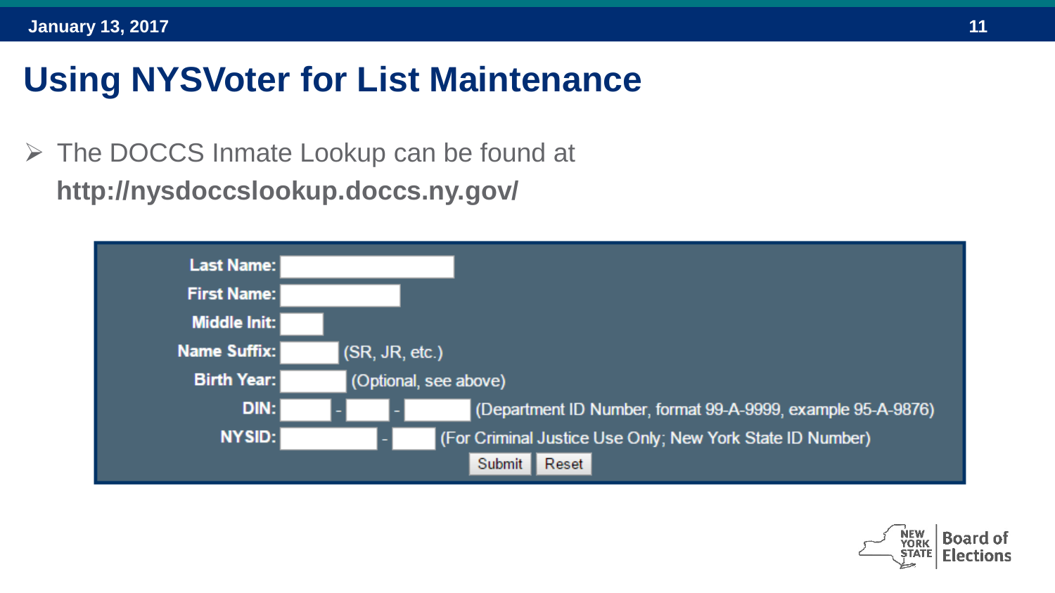# Using NYSVoter for List Maintenance

- The DOCCS Inmate Lookup can be found at **http://nysdoccslookup.doccs.ny.gov/**

| | | |
|---|---|---|
| **Last Name:** | | |
| **First Name:** | | |
| **Middle Init:** | | |
| **Name Suffix:** | | (SR, JR, etc.) |
| **Birth Year:** | | (Optional, see above) |
| **DIN:** | - - | (Department ID Number, format 99-A-9999, example 95-A-9876) |
| **NYSID:** | - | (For Criminal Justice Use Only; New York State ID Number) |

Submit Reset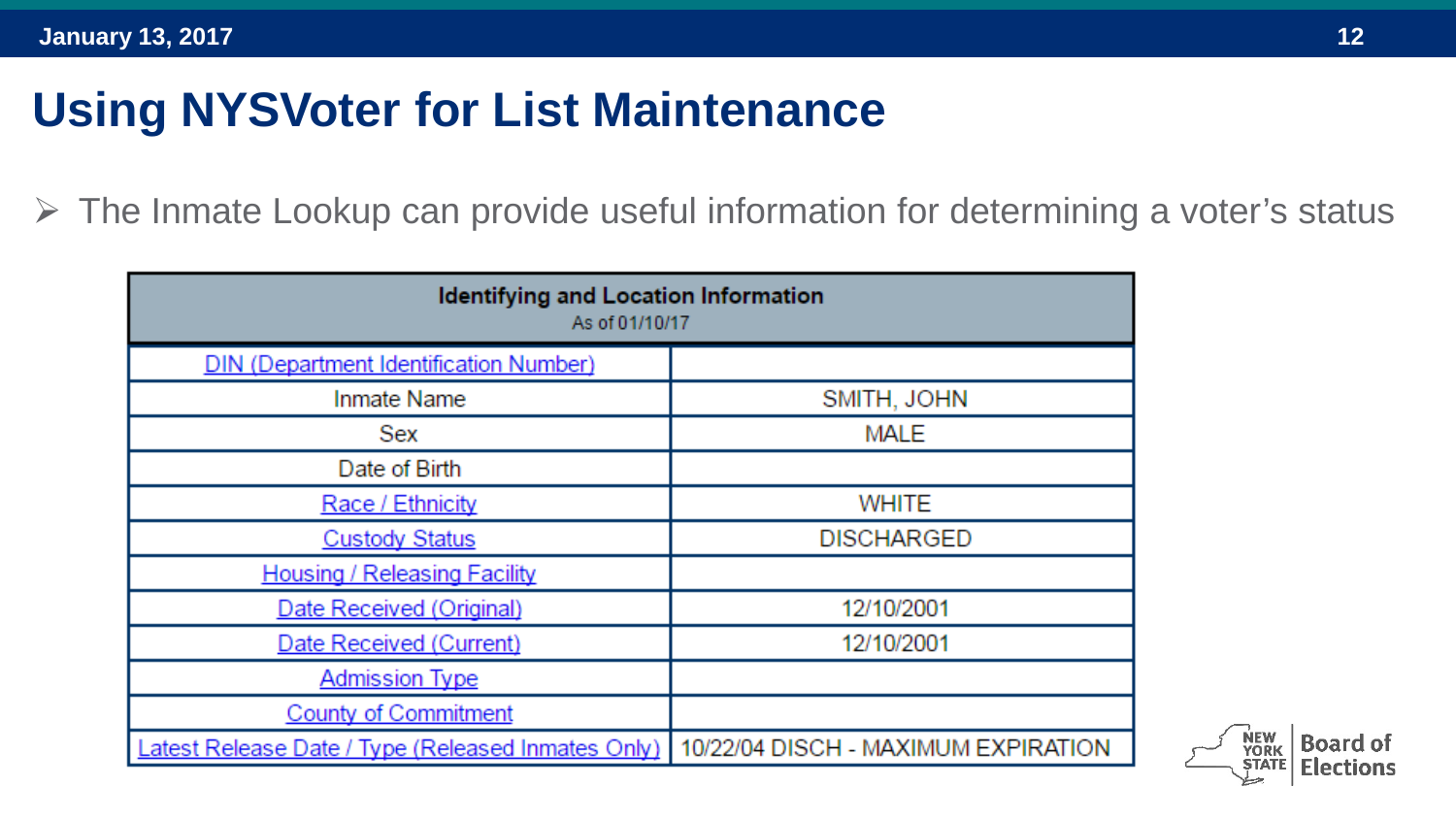# Using NYSVoter for List Maintenance

- The Inmate Lookup can provide useful information for determining a voter's status

| Identifying and Location Information<br>As of 01/10/17 | |
|---|---|
| DIN (Department Identification Number) | |
| Inmate Name | SMITH, JOHN |
| Sex | MALE |
| Date of Birth | |
| Race / Ethnicity | WHITE |
| Custody Status | DISCHARGED |
| Housing / Releasing Facility | |
| Date Received (Original) | 12/10/2001 |
| Date Received (Current) | 12/10/2001 |
| Admission Type | |
| County of Commitment | |
| Latest Release Date / Type (Released Inmates Only) | 10/22/04 DISCH - MAXIMUM EXPIRATION |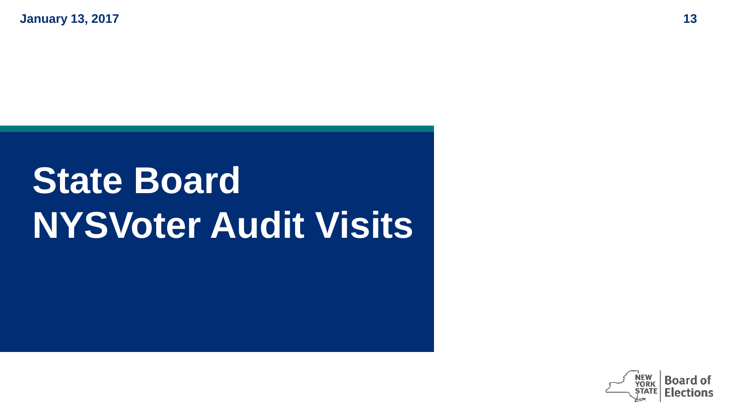# State Board NYSVoter Audit Visits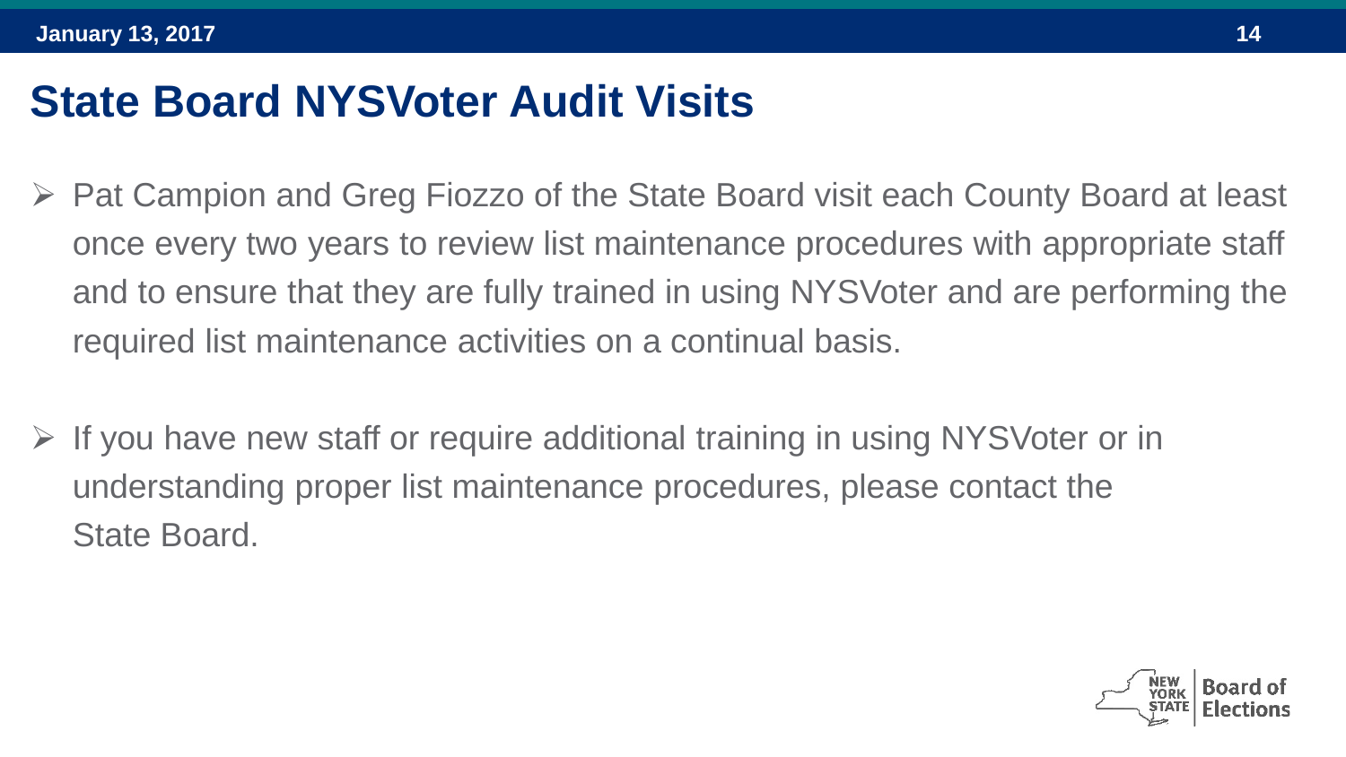# State Board NYSVoter Audit Visits

- Pat Campion and Greg Fiozzo of the State Board visit each County Board at least once every two years to review list maintenance procedures with appropriate staff and to ensure that they are fully trained in using NYSVoter and are performing the required list maintenance activities on a continual basis.

- If you have new staff or require additional training in using NYSVoter or in understanding proper list maintenance procedures, please contact the State Board.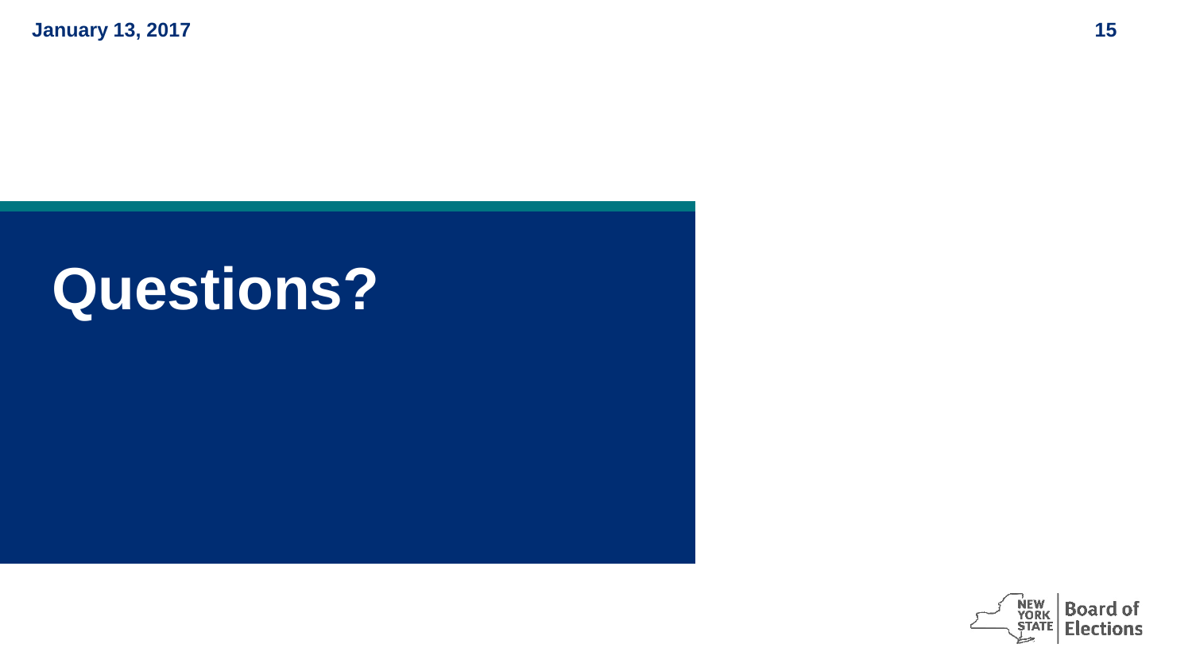# Questions?

NEW YORK STATE | Board of Elections